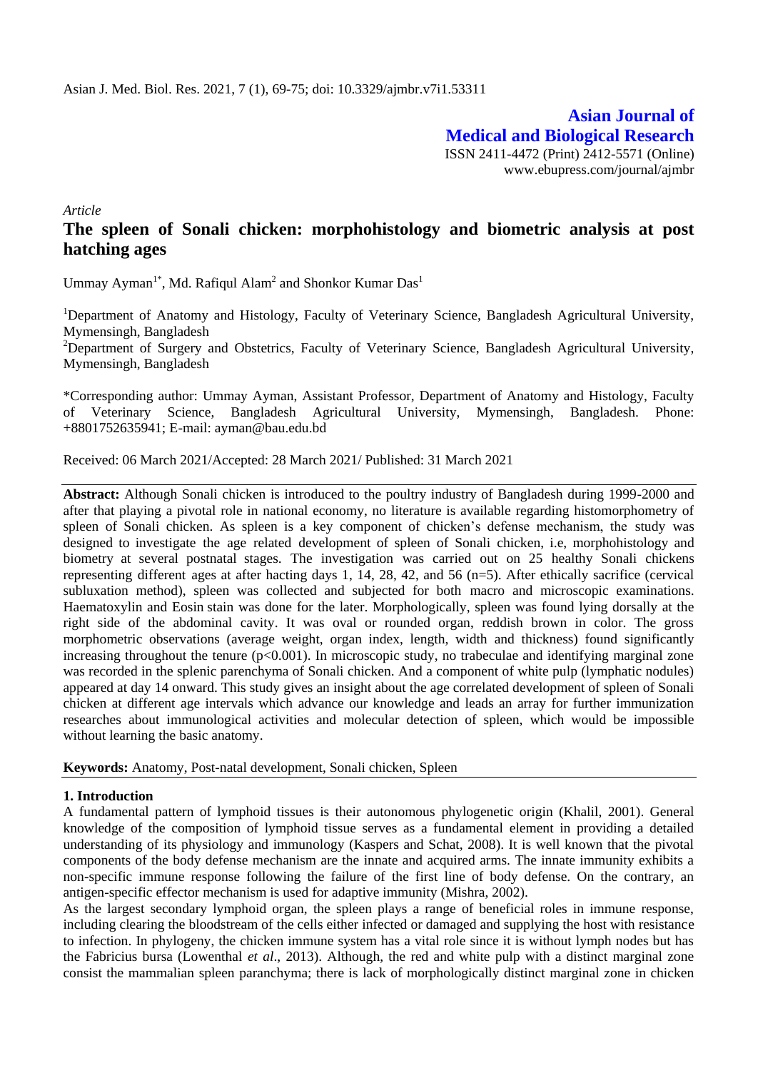**Asian Journal of Medical and Biological Research**

ISSN 2411-4472 (Print) 2412-5571 (Online)
www.ebupress.com/journal/ajmbr

*Article*

# The spleen of Sonali chicken: morphohistology and biometric analysis at post hatching ages

Ummay Ayman[1*], Md. Rafiqul Alam[2] and Shonkor Kumar Das[1]

[1]Department of Anatomy and Histology, Faculty of Veterinary Science, Bangladesh Agricultural University, Mymensingh, Bangladesh

[2]Department of Surgery and Obstetrics, Faculty of Veterinary Science, Bangladesh Agricultural University, Mymensingh, Bangladesh

*Corresponding author: Ummay Ayman, Assistant Professor, Department of Anatomy and Histology, Faculty of Veterinary Science, Bangladesh Agricultural University, Mymensingh, Bangladesh. Phone: +8801752635941; E-mail: ayman@bau.edu.bd

Received: 06 March 2021/Accepted: 28 March 2021/ Published: 31 March 2021

**Abstract:** Although Sonali chicken is introduced to the poultry industry of Bangladesh during 1999-2000 and after that playing a pivotal role in national economy, no literature is available regarding histomorphometry of spleen of Sonali chicken. As spleen is a key component of chicken's defense mechanism, the study was designed to investigate the age related development of spleen of Sonali chicken, i.e, morphohistology and biometry at several postnatal stages. The investigation was carried out on 25 healthy Sonali chickens representing different ages at after hacting days 1, 14, 28, 42, and 56 (n=5). After ethically sacrifice (cervical subluxation method), spleen was collected and subjected for both macro and microscopic examinations. Haematoxylin and Eosin stain was done for the later. Morphologically, spleen was found lying dorsally at the right side of the abdominal cavity. It was oval or rounded organ, reddish brown in color. The gross morphometric observations (average weight, organ index, length, width and thickness) found significantly increasing throughout the tenure ($p<0.001$). In microscopic study, no trabeculae and identifying marginal zone was recorded in the splenic parenchyma of Sonali chicken. And a component of white pulp (lymphatic nodules) appeared at day 14 onward. This study gives an insight about the age correlated development of spleen of Sonali chicken at different age intervals which advance our knowledge and leads an array for further immunization researches about immunological activities and molecular detection of spleen, which would be impossible without learning the basic anatomy.

**Keywords:** Anatomy, Post-natal development, Sonali chicken, Spleen

## 1. Introduction

A fundamental pattern of lymphoid tissues is their autonomous phylogenetic origin (Khalil, 2001). General knowledge of the composition of lymphoid tissue serves as a fundamental element in providing a detailed understanding of its physiology and immunology (Kaspers and Schat, 2008). It is well known that the pivotal components of the body defense mechanism are the innate and acquired arms. The innate immunity exhibits a non-specific immune response following the failure of the first line of body defense. On the contrary, an antigen-specific effector mechanism is used for adaptive immunity (Mishra, 2002).

As the largest secondary lymphoid organ, the spleen plays a range of beneficial roles in immune response, including clearing the bloodstream of the cells either infected or damaged and supplying the host with resistance to infection. In phylogeny, the chicken immune system has a vital role since it is without lymph nodes but has the Fabricius bursa (Lowenthal *et al*., 2013). Although, the red and white pulp with a distinct marginal zone consist the mammalian spleen paranchyma; there is lack of morphologically distinct marginal zone in chicken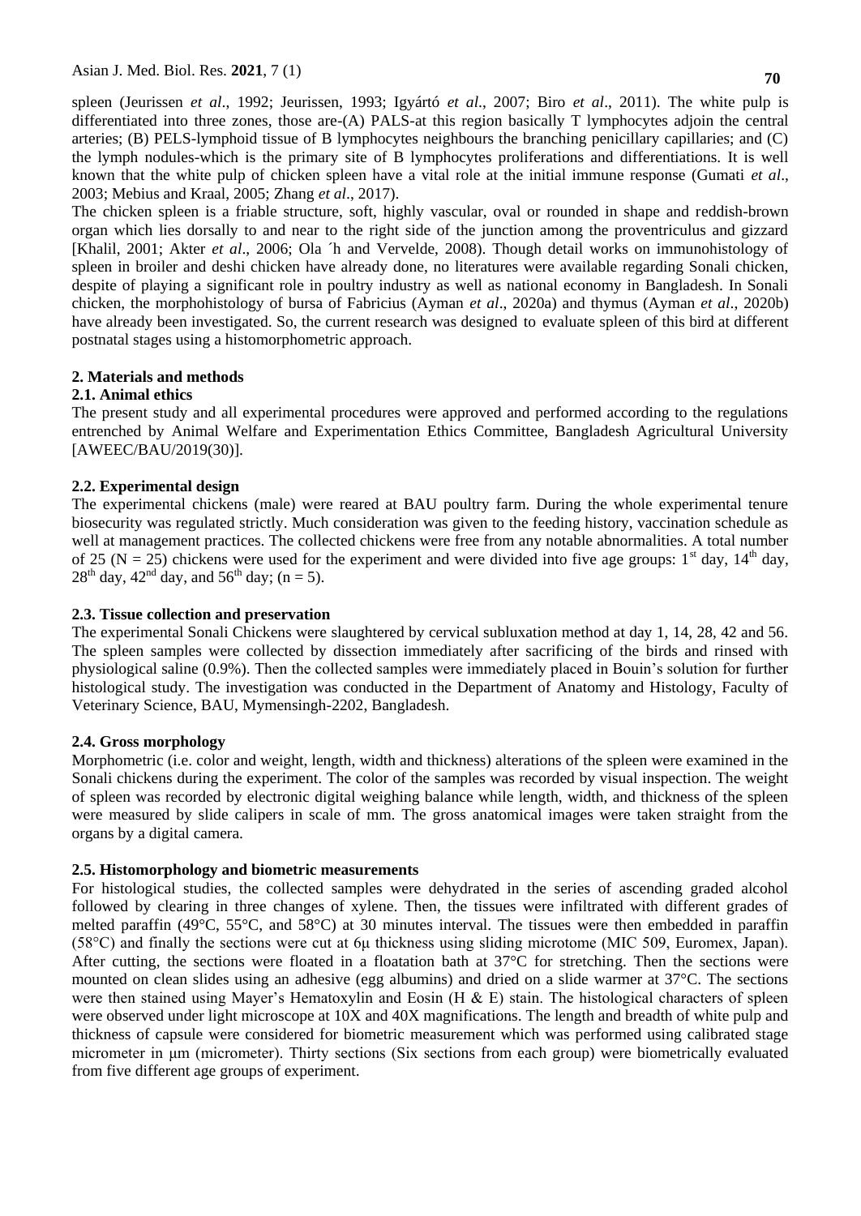spleen (Jeurissen *et al*., 1992; Jeurissen, 1993; Igyártó *et al*., 2007; Biro *et al*., 2011). The white pulp is differentiated into three zones, those are-(A) PALS-at this region basically T lymphocytes adjoin the central arteries; (B) PELS-lymphoid tissue of B lymphocytes neighbours the branching penicillary capillaries; and (C) the lymph nodules-which is the primary site of B lymphocytes proliferations and differentiations. It is well known that the white pulp of chicken spleen have a vital role at the initial immune response (Gumati *et al*., 2003; Mebius and Kraal, 2005; Zhang *et al*., 2017).

The chicken spleen is a friable structure, soft, highly vascular, oval or rounded in shape and reddish-brown organ which lies dorsally to and near to the right side of the junction among the proventriculus and gizzard [Khalil, 2001; Akter *et al*., 2006; Ola ´h and Vervelde, 2008). Though detail works on immunohistology of spleen in broiler and deshi chicken have already done, no literatures were available regarding Sonali chicken, despite of playing a significant role in poultry industry as well as national economy in Bangladesh. In Sonali chicken, the morphohistology of bursa of Fabricius (Ayman *et al*., 2020a) and thymus (Ayman *et al*., 2020b) have already been investigated. So, the current research was designed to evaluate spleen of this bird at different postnatal stages using a histomorphometric approach.

## 2. Materials and methods

### 2.1. Animal ethics

The present study and all experimental procedures were approved and performed according to the regulations entrenched by Animal Welfare and Experimentation Ethics Committee, Bangladesh Agricultural University [AWEEC/BAU/2019(30)].

### 2.2. Experimental design

The experimental chickens (male) were reared at BAU poultry farm. During the whole experimental tenure biosecurity was regulated strictly. Much consideration was given to the feeding history, vaccination schedule as well at management practices. The collected chickens were free from any notable abnormalities. A total number of 25 (N = 25) chickens were used for the experiment and were divided into five age groups: 1st day, 14th day, 28th day, 42nd day, and 56th day; (n = 5).

### 2.3. Tissue collection and preservation

The experimental Sonali Chickens were slaughtered by cervical subluxation method at day 1, 14, 28, 42 and 56. The spleen samples were collected by dissection immediately after sacrificing of the birds and rinsed with physiological saline (0.9%). Then the collected samples were immediately placed in Bouin's solution for further histological study. The investigation was conducted in the Department of Anatomy and Histology, Faculty of Veterinary Science, BAU, Mymensingh-2202, Bangladesh.

### 2.4. Gross morphology

Morphometric (i.e. color and weight, length, width and thickness) alterations of the spleen were examined in the Sonali chickens during the experiment. The color of the samples was recorded by visual inspection. The weight of spleen was recorded by electronic digital weighing balance while length, width, and thickness of the spleen were measured by slide calipers in scale of mm. The gross anatomical images were taken straight from the organs by a digital camera.

### 2.5. Histomorphology and biometric measurements

For histological studies, the collected samples were dehydrated in the series of ascending graded alcohol followed by clearing in three changes of xylene. Then, the tissues were infiltrated with different grades of melted paraffin (49°C, 55°C, and 58°C) at 30 minutes interval. The tissues were then embedded in paraffin (58°C) and finally the sections were cut at 6μ thickness using sliding microtome (MIC 509, Euromex, Japan). After cutting, the sections were floated in a floatation bath at 37°C for stretching. Then the sections were mounted on clean slides using an adhesive (egg albumins) and dried on a slide warmer at 37°C. The sections were then stained using Mayer's Hematoxylin and Eosin (H & E) stain. The histological characters of spleen were observed under light microscope at 10X and 40X magnifications. The length and breadth of white pulp and thickness of capsule were considered for biometric measurement which was performed using calibrated stage micrometer in μm (micrometer). Thirty sections (Six sections from each group) were biometrically evaluated from five different age groups of experiment.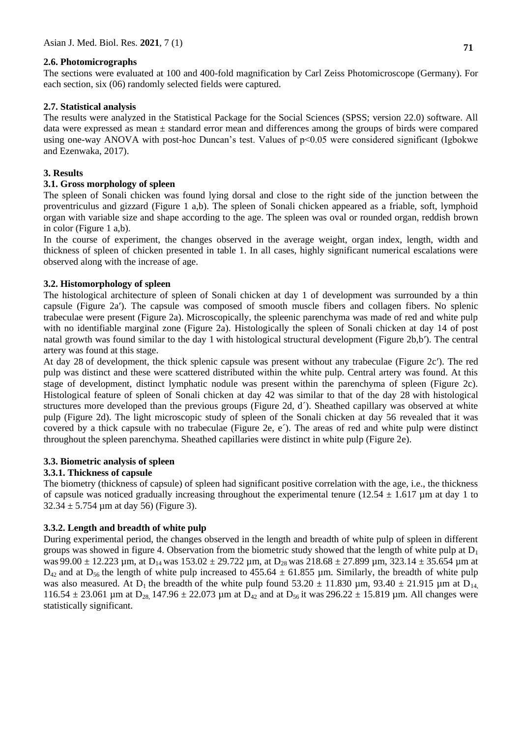### 2.6. Photomicrographs

The sections were evaluated at 100 and 400-fold magnification by Carl Zeiss Photomicroscope (Germany). For each section, six (06) randomly selected fields were captured.

### 2.7. Statistical analysis

The results were analyzed in the Statistical Package for the Social Sciences (SPSS; version 22.0) software. All data were expressed as mean ± standard error mean and differences among the groups of birds were compared using one-way ANOVA with post-hoc Duncan's test. Values of $p<0.05$ were considered significant (Igbokwe and Ezenwaka, 2017).

## 3. Results

### 3.1. Gross morphology of spleen

The spleen of Sonali chicken was found lying dorsal and close to the right side of the junction between the proventriculus and gizzard (Figure 1 a,b). The spleen of Sonali chicken appeared as a friable, soft, lymphoid organ with variable size and shape according to the age. The spleen was oval or rounded organ, reddish brown in color (Figure 1 a,b).

In the course of experiment, the changes observed in the average weight, organ index, length, width and thickness of spleen of chicken presented in table 1. In all cases, highly significant numerical escalations were observed along with the increase of age.

### 3.2. Histomorphology of spleen

The histological architecture of spleen of Sonali chicken at day 1 of development was surrounded by a thin capsule (Figure 2a′). The capsule was composed of smooth muscle fibers and collagen fibers. No splenic trabeculae were present (Figure 2a). Microscopically, the spleenic parenchyma was made of red and white pulp with no identifiable marginal zone (Figure 2a). Histologically the spleen of Sonali chicken at day 14 of post natal growth was found similar to the day 1 with histological structural development (Figure 2b,b′). The central artery was found at this stage.

At day 28 of development, the thick splenic capsule was present without any trabeculae (Figure 2c′). The red pulp was distinct and these were scattered distributed within the white pulp. Central artery was found. At this stage of development, distinct lymphatic nodule was present within the parenchyma of spleen (Figure 2c). Histological feature of spleen of Sonali chicken at day 42 was similar to that of the day 28 with histological structures more developed than the previous groups (Figure 2d, d´). Sheathed capillary was observed at white pulp (Figure 2d). The light microscopic study of spleen of the Sonali chicken at day 56 revealed that it was covered by a thick capsule with no trabeculae (Figure 2e, e´). The areas of red and white pulp were distinct throughout the spleen parenchyma. Sheathed capillaries were distinct in white pulp (Figure 2e).

### 3.3. Biometric analysis of spleen

#### 3.3.1. Thickness of capsule

The biometry (thickness of capsule) of spleen had significant positive correlation with the age, i.e., the thickness of capsule was noticed gradually increasing throughout the experimental tenure (12.54 ± 1.617 µm at day 1 to 32.34 ± 5.754 µm at day 56) (Figure 3).

#### 3.3.2. Length and breadth of white pulp

During experimental period, the changes observed in the length and breadth of white pulp of spleen in different groups was showed in figure 4. Observation from the biometric study showed that the length of white pulp at $D_1$ was 99.00 ± 12.223 µm, at $D_{14}$ was 153.02 ± 29.722 µm, at $D_{28}$ was 218.68 ± 27.899 µm, 323.14 ± 35.654 µm at $D_{42}$ and at $D_{56}$ the length of white pulp increased to 455.64 ± 61.855 µm. Similarly, the breadth of white pulp was also measured. At $D_1$ the breadth of the white pulp found 53.20 ± 11.830 µm, 93.40 ± 21.915 µm at $D_{14}$, 116.54 ± 23.061 µm at $D_{28}$, 147.96 ± 22.073 µm at $D_{42}$ and at $D_{56}$ it was 296.22 ± 15.819 µm. All changes were statistically significant.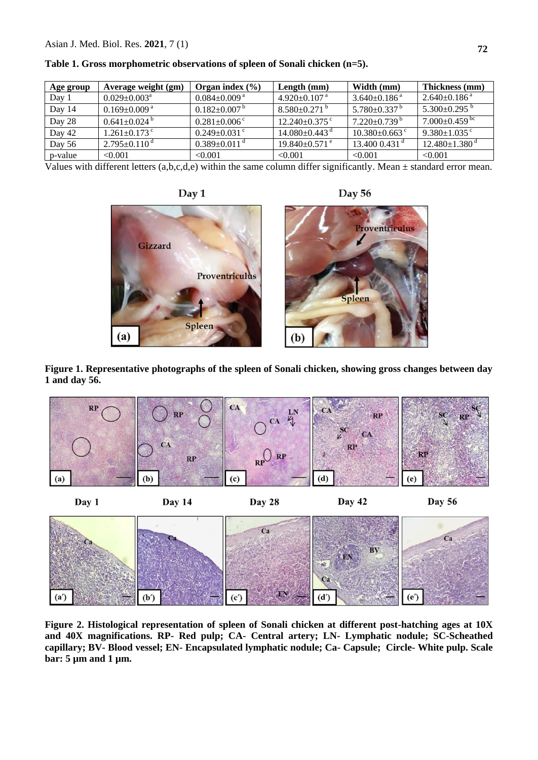**Table 1. Gross morphometric observations of spleen of Sonali chicken (n=5).**

| Age group | Average weight (gm) | Organ index (%) | Length (mm) | Width (mm) | Thickness (mm) |
|---|---|---|---|---|---|
| Day 1 | 0.029±0.003[a] | 0.084±0.009 [a] | 4.920±0.107 [a] | 3.640±0.186 [a] | 2.640±0.186 [a] |
| Day 14 | 0.169±0.009 [a] | 0.182±0.007 [b] | 8.580±0.271 [b] | 5.780±0.337 [b] | 5.300±0.295 [b] |
| Day 28 | 0.641±0.024 [b] | 0.281±0.006 [c] | 12.240±0.375 [c] | 7.220±0.739 [b] | 7.000±0.459 [bc] |
| Day 42 | 1.261±0.173 [c] | 0.249±0.031 [c] | 14.080±0.443 [d] | 10.380±0.663 [c] | 9.380±1.035 [c] |
| Day 56 | 2.795±0.110 [d] | 0.389±0.011 [d] | 19.840±0.571 [e] | 13.400 0.431 [d] | 12.480±1.380 [d] |
| p-value | <0.001 | <0.001 | <0.001 | <0.001 | <0.001 |

Values with different letters (a,b,c,d,e) within the same column differ significantly. Mean ± standard error mean.

**Figure 1. Representative photographs of the spleen of Sonali chicken, showing gross changes between day 1 and day 56.**

**Figure 2. Histological representation of spleen of Sonali chicken at different post-hatching ages at 10X and 40X magnifications. RP- Red pulp; CA- Central artery; LN- Lymphatic nodule; SC-Scheathed capillary; BV- Blood vessel; EN- Encapsulated lymphatic nodule; Ca- Capsule; Circle- White pulp. Scale bar: 5 μm and 1 μm.**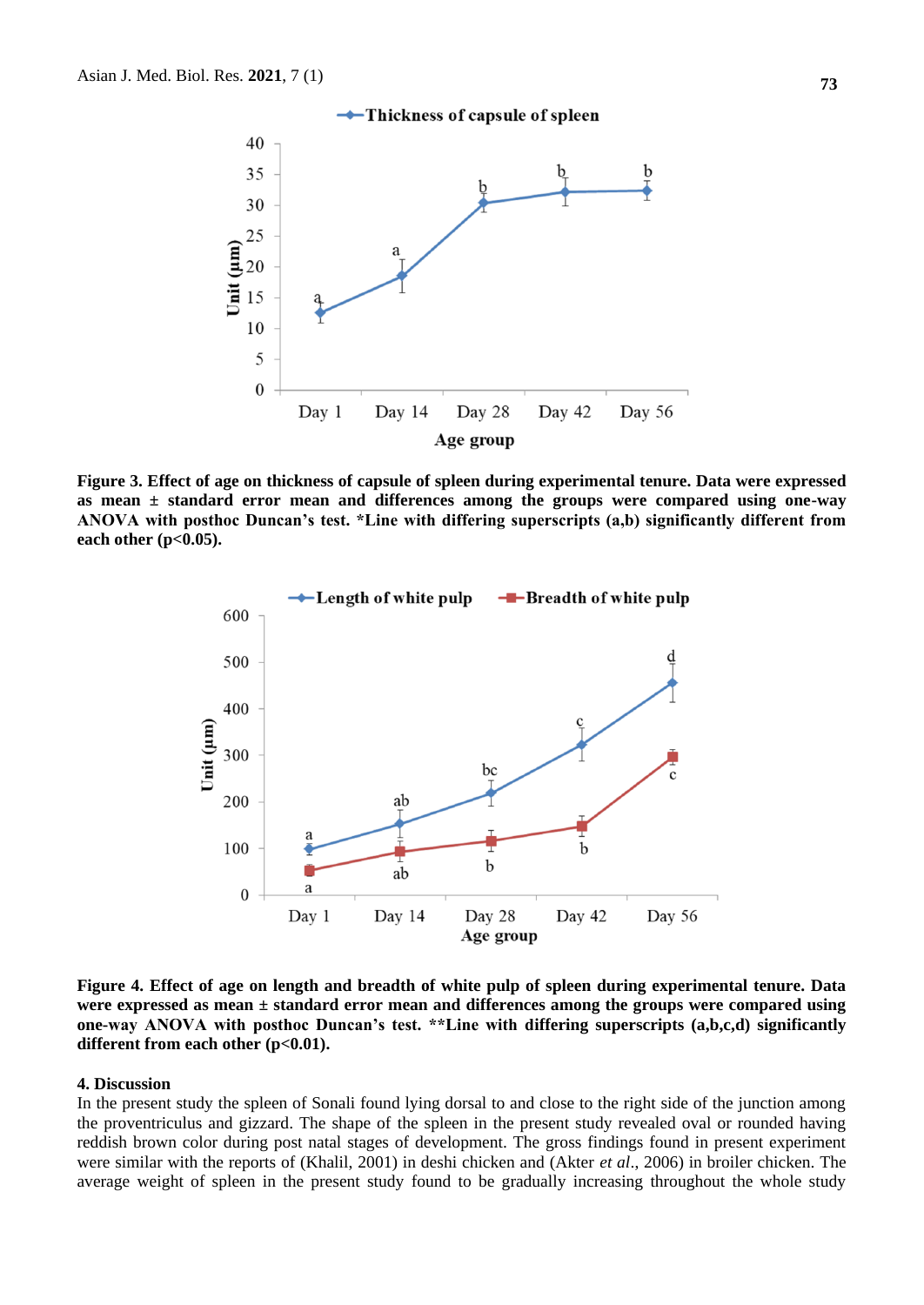**Figure 3. Effect of age on thickness of capsule of spleen during experimental tenure. Data were expressed as mean ± standard error mean and differences among the groups were compared using one-way ANOVA with posthoc Duncan's test. *Line with differing superscripts (a,b) significantly different from each other ($p<0.05$).**

**Figure 4. Effect of age on length and breadth of white pulp of spleen during experimental tenure. Data were expressed as mean ± standard error mean and differences among the groups were compared using one-way ANOVA with posthoc Duncan's test. **Line with differing superscripts (a,b,c,d) significantly different from each other ($p<0.01$).**

## 4. Discussion

In the present study the spleen of Sonali found lying dorsal to and close to the right side of the junction among the proventriculus and gizzard. The shape of the spleen in the present study revealed oval or rounded having reddish brown color during post natal stages of development. The gross findings found in present experiment were similar with the reports of (Khalil, 2001) in deshi chicken and (Akter *et al*., 2006) in broiler chicken. The average weight of spleen in the present study found to be gradually increasing throughout the whole study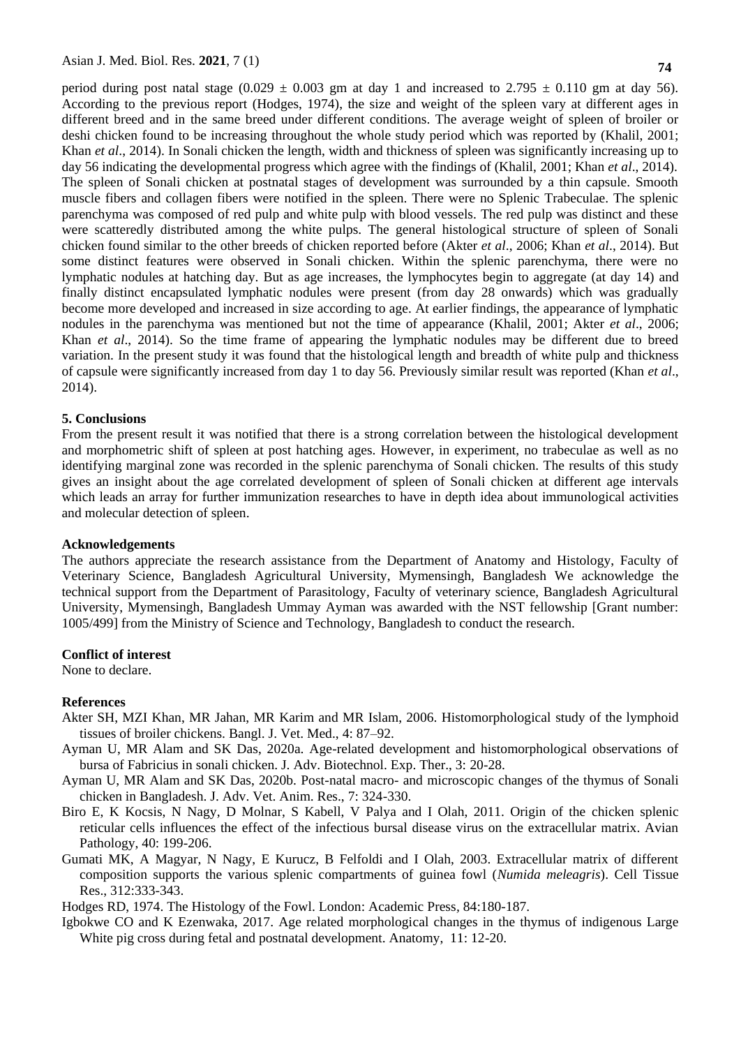period during post natal stage (0.029 ± 0.003 gm at day 1 and increased to 2.795 ± 0.110 gm at day 56). According to the previous report (Hodges, 1974), the size and weight of the spleen vary at different ages in different breed and in the same breed under different conditions. The average weight of spleen of broiler or deshi chicken found to be increasing throughout the whole study period which was reported by (Khalil, 2001; Khan *et al*., 2014). In Sonali chicken the length, width and thickness of spleen was significantly increasing up to day 56 indicating the developmental progress which agree with the findings of (Khalil, 2001; Khan *et al*., 2014). The spleen of Sonali chicken at postnatal stages of development was surrounded by a thin capsule. Smooth muscle fibers and collagen fibers were notified in the spleen. There were no Splenic Trabeculae. The splenic parenchyma was composed of red pulp and white pulp with blood vessels. The red pulp was distinct and these were scatteredly distributed among the white pulps. The general histological structure of spleen of Sonali chicken found similar to the other breeds of chicken reported before (Akter *et al*., 2006; Khan *et al*., 2014). But some distinct features were observed in Sonali chicken. Within the splenic parenchyma, there were no lymphatic nodules at hatching day. But as age increases, the lymphocytes begin to aggregate (at day 14) and finally distinct encapsulated lymphatic nodules were present (from day 28 onwards) which was gradually become more developed and increased in size according to age. At earlier findings, the appearance of lymphatic nodules in the parenchyma was mentioned but not the time of appearance (Khalil, 2001; Akter *et al*., 2006; Khan *et al*., 2014). So the time frame of appearing the lymphatic nodules may be different due to breed variation. In the present study it was found that the histological length and breadth of white pulp and thickness of capsule were significantly increased from day 1 to day 56. Previously similar result was reported (Khan *et al*., 2014).

## 5. Conclusions

From the present result it was notified that there is a strong correlation between the histological development and morphometric shift of spleen at post hatching ages. However, in experiment, no trabeculae as well as no identifying marginal zone was recorded in the splenic parenchyma of Sonali chicken. The results of this study gives an insight about the age correlated development of spleen of Sonali chicken at different age intervals which leads an array for further immunization researches to have in depth idea about immunological activities and molecular detection of spleen.

## Acknowledgements

The authors appreciate the research assistance from the Department of Anatomy and Histology, Faculty of Veterinary Science, Bangladesh Agricultural University, Mymensingh, Bangladesh We acknowledge the technical support from the Department of Parasitology, Faculty of veterinary science, Bangladesh Agricultural University, Mymensingh, Bangladesh Ummay Ayman was awarded with the NST fellowship [Grant number: 1005/499] from the Ministry of Science and Technology, Bangladesh to conduct the research.

## Conflict of interest

None to declare.

## References

Akter SH, MZI Khan, MR Jahan, MR Karim and MR Islam, 2006. Histomorphological study of the lymphoid tissues of broiler chickens. Bangl. J. Vet. Med., 4: 87–92.

Ayman U, MR Alam and SK Das, 2020a. Age-related development and histomorphological observations of bursa of Fabricius in sonali chicken. J. Adv. Biotechnol. Exp. Ther., 3: 20-28.

Ayman U, MR Alam and SK Das, 2020b. Post-natal macro- and microscopic changes of the thymus of Sonali chicken in Bangladesh. J. Adv. Vet. Anim. Res., 7: 324-330.

Biro E, K Kocsis, N Nagy, D Molnar, S Kabell, V Palya and I Olah, 2011. Origin of the chicken splenic reticular cells influences the effect of the infectious bursal disease virus on the extracellular matrix. Avian Pathology, 40: 199-206.

Gumati MK, A Magyar, N Nagy, E Kurucz, B Felfoldi and I Olah, 2003. Extracellular matrix of different composition supports the various splenic compartments of guinea fowl (*Numida meleagris*). Cell Tissue Res., 312:333-343.

Hodges RD, 1974. The Histology of the Fowl. London: Academic Press, 84:180-187.

Igbokwe CO and K Ezenwaka, 2017. Age related morphological changes in the thymus of indigenous Large White pig cross during fetal and postnatal development. Anatomy, 11: 12-20.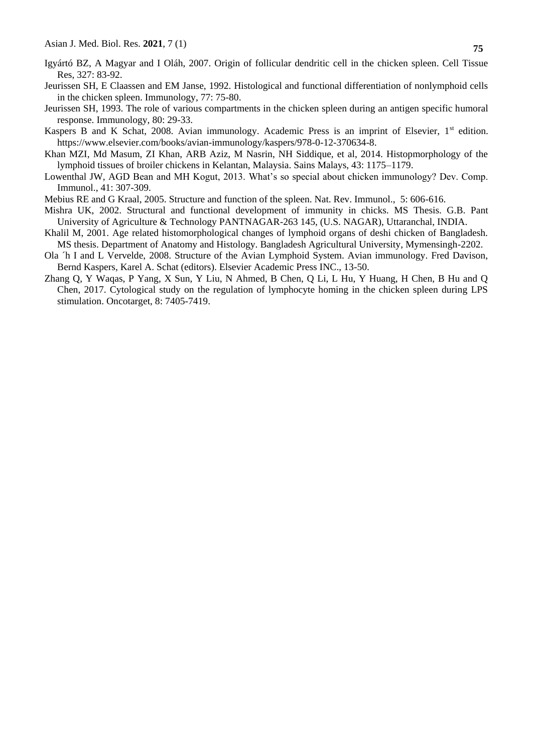Igyártó BZ, A Magyar and I Oláh, 2007. Origin of follicular dendritic cell in the chicken spleen. Cell Tissue Res, 327: 83-92.

Jeurissen SH, E Claassen and EM Janse, 1992. Histological and functional differentiation of nonlymphoid cells in the chicken spleen. Immunology, 77: 75-80.

Jeurissen SH, 1993. The role of various compartments in the chicken spleen during an antigen specific humoral response. Immunology, 80: 29-33.

Kaspers B and K Schat, 2008. Avian immunology. Academic Press is an imprint of Elsevier, 1st edition. https://www.elsevier.com/books/avian-immunology/kaspers/978-0-12-370634-8.

Khan MZI, Md Masum, ZI Khan, ARB Aziz, M Nasrin, NH Siddique, et al, 2014. Histopmorphology of the lymphoid tissues of broiler chickens in Kelantan, Malaysia. Sains Malays, 43: 1175–1179.

Lowenthal JW, AGD Bean and MH Kogut, 2013. What's so special about chicken immunology? Dev. Comp. Immunol., 41: 307-309.

Mebius RE and G Kraal, 2005. Structure and function of the spleen. Nat. Rev. Immunol., 5: 606-616.

Mishra UK, 2002. Structural and functional development of immunity in chicks. MS Thesis. G.B. Pant University of Agriculture & Technology PANTNAGAR-263 145, (U.S. NAGAR), Uttaranchal, INDIA.

Khalil M, 2001. Age related histomorphological changes of lymphoid organs of deshi chicken of Bangladesh. MS thesis. Department of Anatomy and Histology. Bangladesh Agricultural University, Mymensingh-2202.

Ola ´h I and L Vervelde, 2008. Structure of the Avian Lymphoid System. Avian immunology. Fred Davison, Bernd Kaspers, Karel A. Schat (editors). Elsevier Academic Press INC., 13-50.

Zhang Q, Y Waqas, P Yang, X Sun, Y Liu, N Ahmed, B Chen, Q Li, L Hu, Y Huang, H Chen, B Hu and Q Chen, 2017. Cytological study on the regulation of lymphocyte homing in the chicken spleen during LPS stimulation. Oncotarget, 8: 7405-7419.